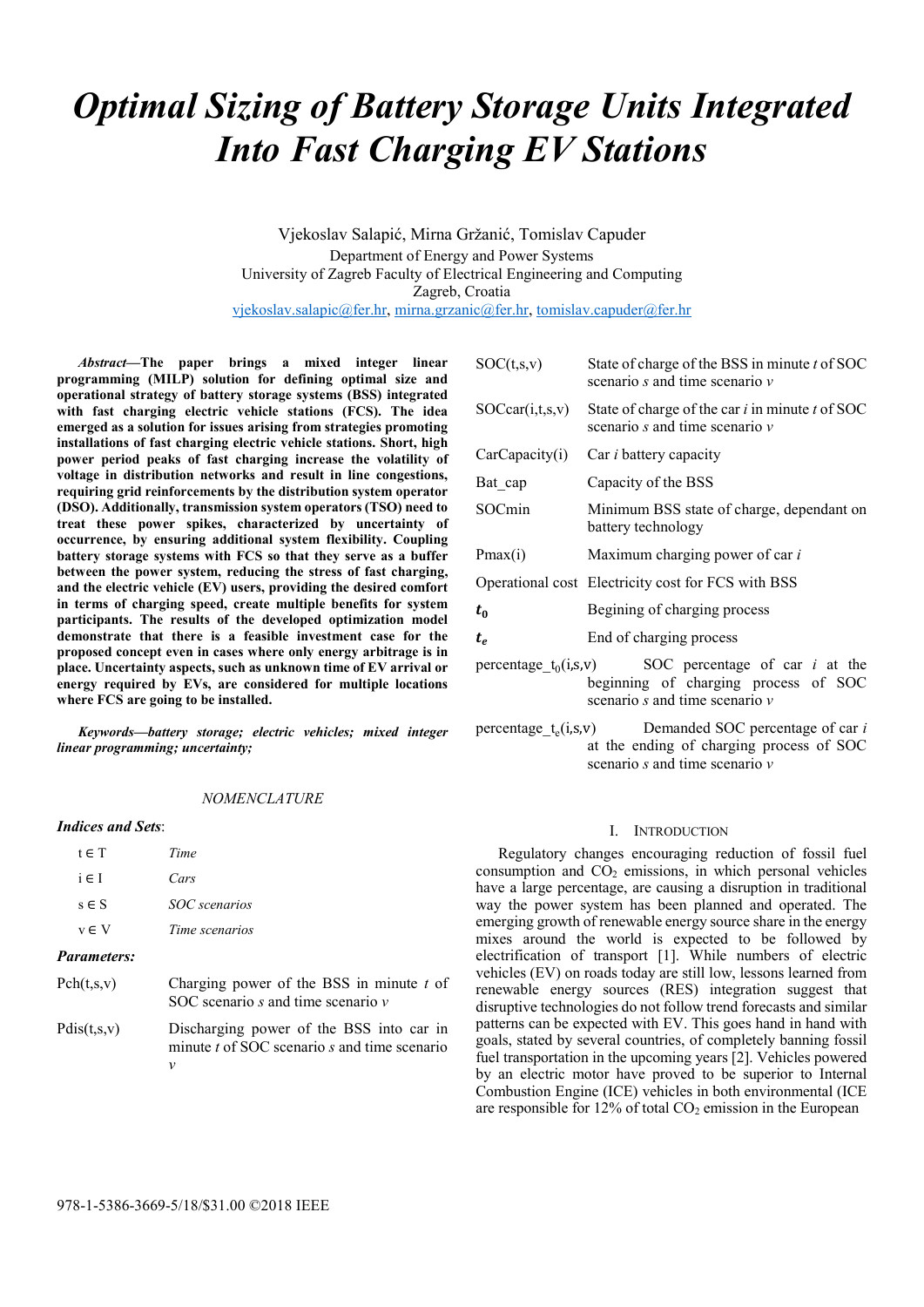# Optimal Sizing of Battery Storage Units Integrated Into Fast Charging EV Stations

Vjekoslav Salapić, Mirna Gržanić, Tomislav Capuder
Department of Energy and Power Systems
University of Zagreb Faculty of Electrical Engineering and Computing
Zagreb, Croatia
vjekoslav.salapic@fer.hr, mirna.grzanic@fer.hr, tomislav.capuder@fer.hr

***Abstract*—The paper brings a mixed integer linear programming (MILP) solution for defining optimal size and operational strategy of battery storage systems (BSS) integrated with fast charging electric vehicle stations (FCS). The idea emerged as a solution for issues arising from strategies promoting installations of fast charging electric vehicle stations. Short, high power period peaks of fast charging increase the volatility of voltage in distribution networks and result in line congestions, requiring grid reinforcements by the distribution system operator (DSO). Additionally, transmission system operators (TSO) need to treat these power spikes, characterized by uncertainty of occurrence, by ensuring additional system flexibility. Coupling battery storage systems with FCS so that they serve as a buffer between the power system, reducing the stress of fast charging, and the electric vehicle (EV) users, providing the desired comfort in terms of charging speed, create multiple benefits for system participants. The results of the developed optimization model demonstrate that there is a feasible investment case for the proposed concept even in cases where only energy arbitrage is in place. Uncertainty aspects, such as unknown time of EV arrival or energy required by EVs, are considered for multiple locations where FCS are going to be installed.**

***Keywords*—battery storage; electric vehicles; mixed integer linear programming; uncertainty;**

## NOMENCLATURE

***Indices and Sets*:**

| | |
|---|---|
| t ∈ T | *Time* |
| i ∈ I | *Cars* |
| s ∈ S | *SOC scenarios* |
| v ∈ V | *Time scenarios* |

***Parameters:***

| | |
|---|---|
| Pch(t,s,v) | Charging power of the BSS in minute *t* of SOC scenario *s* and time scenario *v* |
| Pdis(t,s,v) | Discharging power of the BSS into car in minute *t* of SOC scenario *s* and time scenario *v* |
| SOC(t,s,v) | State of charge of the BSS in minute *t* of SOC scenario *s* and time scenario *v* |
| SOCcar(i,t,s,v) | State of charge of the car *i* in minute *t* of SOC scenario *s* and time scenario *v* |
| CarCapacity(i) | Car *i* battery capacity |
| Bat_cap | Capacity of the BSS |
| SOCmin | Minimum BSS state of charge, dependant on battery technology |
| Pmax(i) | Maximum charging power of car *i* |
| Operational cost | Electricity cost for FCS with BSS |
| $t_0$ | Begining of charging process |
| $t_e$ | End of charging process |
| percentage_$t_0$(i,s,v) | SOC percentage of car *i* at the beginning of charging process of SOC scenario *s* and time scenario *v* |
| percentage_$t_e$(i,s,v) | Demanded SOC percentage of car *i* at the ending of charging process of SOC scenario *s* and time scenario *v* |

## I. Introduction

Regulatory changes encouraging reduction of fossil fuel consumption and $CO_2$ emissions, in which personal vehicles have a large percentage, are causing a disruption in traditional way the power system has been planned and operated. The emerging growth of renewable energy source share in the energy mixes around the world is expected to be followed by electrification of transport [1]. While numbers of electric vehicles (EV) on roads today are still low, lessons learned from renewable energy sources (RES) integration suggest that disruptive technologies do not follow trend forecasts and similar patterns can be expected with EV. This goes hand in hand with goals, stated by several countries, of completely banning fossil fuel transportation in the upcoming years [2]. Vehicles powered by an electric motor have proved to be superior to Internal Combustion Engine (ICE) vehicles in both environmental (ICE are responsible for 12% of total $CO_2$ emission in the European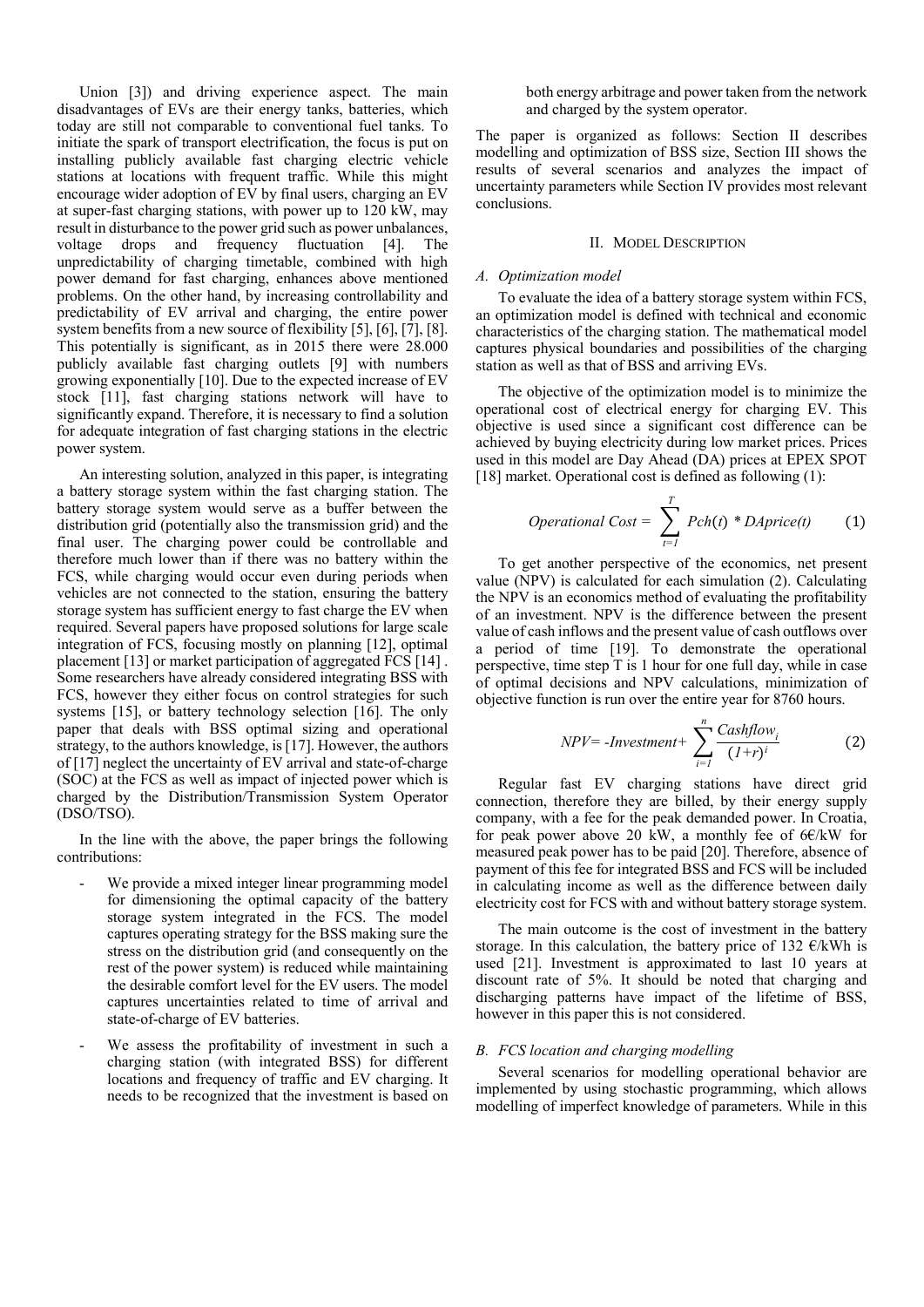Union [3]) and driving experience aspect. The main disadvantages of EVs are their energy tanks, batteries, which today are still not comparable to conventional fuel tanks. To initiate the spark of transport electrification, the focus is put on installing publicly available fast charging electric vehicle stations at locations with frequent traffic. While this might encourage wider adoption of EV by final users, charging an EV at super-fast charging stations, with power up to 120 kW, may result in disturbance to the power grid such as power unbalances, voltage drops and frequency fluctuation [4]. The unpredictability of charging timetable, combined with high power demand for fast charging, enhances above mentioned problems. On the other hand, by increasing controllability and predictability of EV arrival and charging, the entire power system benefits from a new source of flexibility [5], [6], [7], [8]. This potentially is significant, as in 2015 there were 28.000 publicly available fast charging outlets [9] with numbers growing exponentially [10]. Due to the expected increase of EV stock [11], fast charging stations network will have to significantly expand. Therefore, it is necessary to find a solution for adequate integration of fast charging stations in the electric power system.

An interesting solution, analyzed in this paper, is integrating a battery storage system within the fast charging station. The battery storage system would serve as a buffer between the distribution grid (potentially also the transmission grid) and the final user. The charging power could be controllable and therefore much lower than if there was no battery within the FCS, while charging would occur even during periods when vehicles are not connected to the station, ensuring the battery storage system has sufficient energy to fast charge the EV when required. Several papers have proposed solutions for large scale integration of FCS, focusing mostly on planning [12], optimal placement [13] or market participation of aggregated FCS [14] . Some researchers have already considered integrating BSS with FCS, however they either focus on control strategies for such systems [15], or battery technology selection [16]. The only paper that deals with BSS optimal sizing and operational strategy, to the authors knowledge, is [17]. However, the authors of [17] neglect the uncertainty of EV arrival and state-of-charge (SOC) at the FCS as well as impact of injected power which is charged by the Distribution/Transmission System Operator (DSO/TSO).

In the line with the above, the paper brings the following contributions:

- We provide a mixed integer linear programming model for dimensioning the optimal capacity of the battery storage system integrated in the FCS. The model captures operating strategy for the BSS making sure the stress on the distribution grid (and consequently on the rest of the power system) is reduced while maintaining the desirable comfort level for the EV users. The model captures uncertainties related to time of arrival and state-of-charge of EV batteries.
- We assess the profitability of investment in such a charging station (with integrated BSS) for different locations and frequency of traffic and EV charging. It needs to be recognized that the investment is based on both energy arbitrage and power taken from the network and charged by the system operator.

The paper is organized as follows: Section II describes modelling and optimization of BSS size, Section III shows the results of several scenarios and analyzes the impact of uncertainty parameters while Section IV provides most relevant conclusions.

## II. Model Description

### A. Optimization model

To evaluate the idea of a battery storage system within FCS, an optimization model is defined with technical and economic characteristics of the charging station. The mathematical model captures physical boundaries and possibilities of the charging station as well as that of BSS and arriving EVs.

The objective of the optimization model is to minimize the operational cost of electrical energy for charging EV. This objective is used since a significant cost difference can be achieved by buying electricity during low market prices. Prices used in this model are Day Ahead (DA) prices at EPEX SPOT [18] market. Operational cost is defined as following (1):

$$Operational\ Cost = \sum_{t=1}^{T} Pch(t) * DAprice(t) \qquad (1)$$

To get another perspective of the economics, net present value (NPV) is calculated for each simulation (2). Calculating the NPV is an economics method of evaluating the profitability of an investment. NPV is the difference between the present value of cash inflows and the present value of cash outflows over a period of time [19]. To demonstrate the operational perspective, time step T is 1 hour for one full day, while in case of optimal decisions and NPV calculations, minimization of objective function is run over the entire year for 8760 hours.

$$NPV = -Investment + \sum_{i=1}^{n} \frac{Cashflow_i}{(1+r)^i} \qquad (2)$$

Regular fast EV charging stations have direct grid connection, therefore they are billed, by their energy supply company, with a fee for the peak demanded power. In Croatia, for peak power above 20 kW, a monthly fee of 6€/kW for measured peak power has to be paid [20]. Therefore, absence of payment of this fee for integrated BSS and FCS will be included in calculating income as well as the difference between daily electricity cost for FCS with and without battery storage system.

The main outcome is the cost of investment in the battery storage. In this calculation, the battery price of 132 €/kWh is used [21]. Investment is approximated to last 10 years at discount rate of 5%. It should be noted that charging and discharging patterns have impact of the lifetime of BSS, however in this paper this is not considered.

### B. FCS location and charging modelling

Several scenarios for modelling operational behavior are implemented by using stochastic programming, which allows modelling of imperfect knowledge of parameters. While in this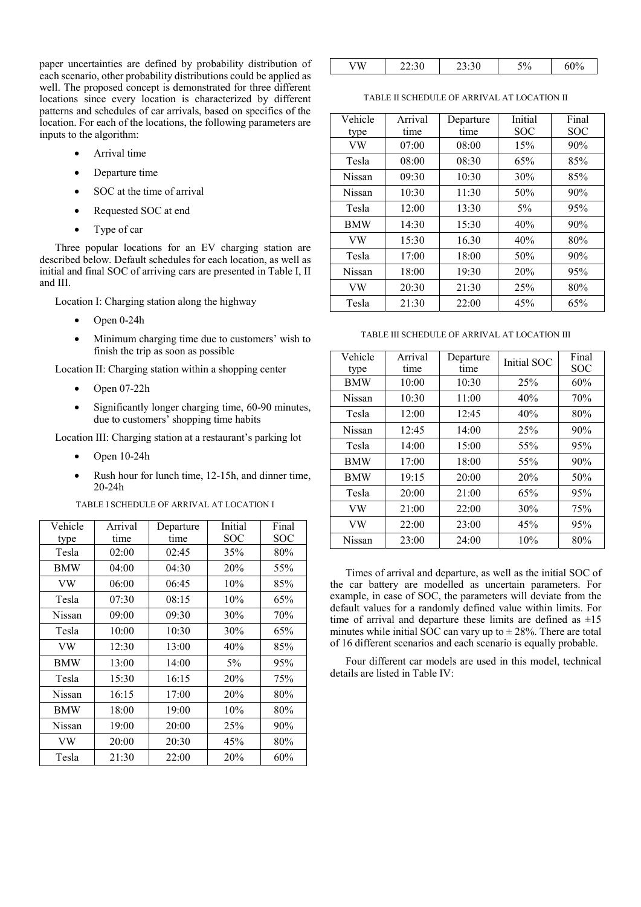paper uncertainties are defined by probability distribution of each scenario, other probability distributions could be applied as well. The proposed concept is demonstrated for three different locations since every location is characterized by different patterns and schedules of car arrivals, based on specifics of the location. For each of the locations, the following parameters are inputs to the algorithm:

- Arrival time
- Departure time
- SOC at the time of arrival
- Requested SOC at end
- Type of car

Three popular locations for an EV charging station are described below. Default schedules for each location, as well as initial and final SOC of arriving cars are presented in Table I, II and III.

Location I: Charging station along the highway

- Open 0-24h
- Minimum charging time due to customers' wish to finish the trip as soon as possible

Location II: Charging station within a shopping center

- Open 07-22h
- Significantly longer charging time, 60-90 minutes, due to customers' shopping time habits

Location III: Charging station at a restaurant's parking lot

- Open 10-24h
- Rush hour for lunch time, 12-15h, and dinner time, 20-24h

TABLE I SCHEDULE OF ARRIVAL AT LOCATION I

| Vehicle type | Arrival time | Departure time | Initial SOC | Final SOC |
|---|---|---|---|---|
| Tesla | 02:00 | 02:45 | 35% | 80% |
| BMW | 04:00 | 04:30 | 20% | 55% |
| VW | 06:00 | 06:45 | 10% | 85% |
| Tesla | 07:30 | 08:15 | 10% | 65% |
| Nissan | 09:00 | 09:30 | 30% | 70% |
| Tesla | 10:00 | 10:30 | 30% | 65% |
| VW | 12:30 | 13:00 | 40% | 85% |
| BMW | 13:00 | 14:00 | 5% | 95% |
| Tesla | 15:30 | 16:15 | 20% | 75% |
| Nissan | 16:15 | 17:00 | 20% | 80% |
| BMW | 18:00 | 19:00 | 10% | 80% |
| Nissan | 19:00 | 20:00 | 25% | 90% |
| VW | 20:00 | 20:30 | 45% | 80% |
| Tesla | 21:30 | 22:00 | 20% | 60% |
| VW | 22:30 | 23:30 | 5% | 60% |

TABLE II SCHEDULE OF ARRIVAL AT LOCATION II

| Vehicle type | Arrival time | Departure time | Initial SOC | Final SOC |
|---|---|---|---|---|
| VW | 07:00 | 08:00 | 15% | 90% |
| Tesla | 08:00 | 08:30 | 65% | 85% |
| Nissan | 09:30 | 10:30 | 30% | 85% |
| Nissan | 10:30 | 11:30 | 50% | 90% |
| Tesla | 12:00 | 13:30 | 5% | 95% |
| BMW | 14:30 | 15:30 | 40% | 90% |
| VW | 15:30 | 16.30 | 40% | 80% |
| Tesla | 17:00 | 18:00 | 50% | 90% |
| Nissan | 18:00 | 19:30 | 20% | 95% |
| VW | 20:30 | 21:30 | 25% | 80% |
| Tesla | 21:30 | 22:00 | 45% | 65% |

TABLE III SCHEDULE OF ARRIVAL AT LOCATION III

| Vehicle type | Arrival time | Departure time | Initial SOC | Final SOC |
|---|---|---|---|---|
| BMW | 10:00 | 10:30 | 25% | 60% |
| Nissan | 10:30 | 11:00 | 40% | 70% |
| Tesla | 12:00 | 12:45 | 40% | 80% |
| Nissan | 12:45 | 14:00 | 25% | 90% |
| Tesla | 14:00 | 15:00 | 55% | 95% |
| BMW | 17:00 | 18:00 | 55% | 90% |
| BMW | 19:15 | 20:00 | 20% | 50% |
| Tesla | 20:00 | 21:00 | 65% | 95% |
| VW | 21:00 | 22:00 | 30% | 75% |
| VW | 22:00 | 23:00 | 45% | 95% |
| Nissan | 23:00 | 24:00 | 10% | 80% |

Times of arrival and departure, as well as the initial SOC of the car battery are modelled as uncertain parameters. For example, in case of SOC, the parameters will deviate from the default values for a randomly defined value within limits. For time of arrival and departure these limits are defined as ±15 minutes while initial SOC can vary up to ± 28%. There are total of 16 different scenarios and each scenario is equally probable.

Four different car models are used in this model, technical details are listed in Table IV: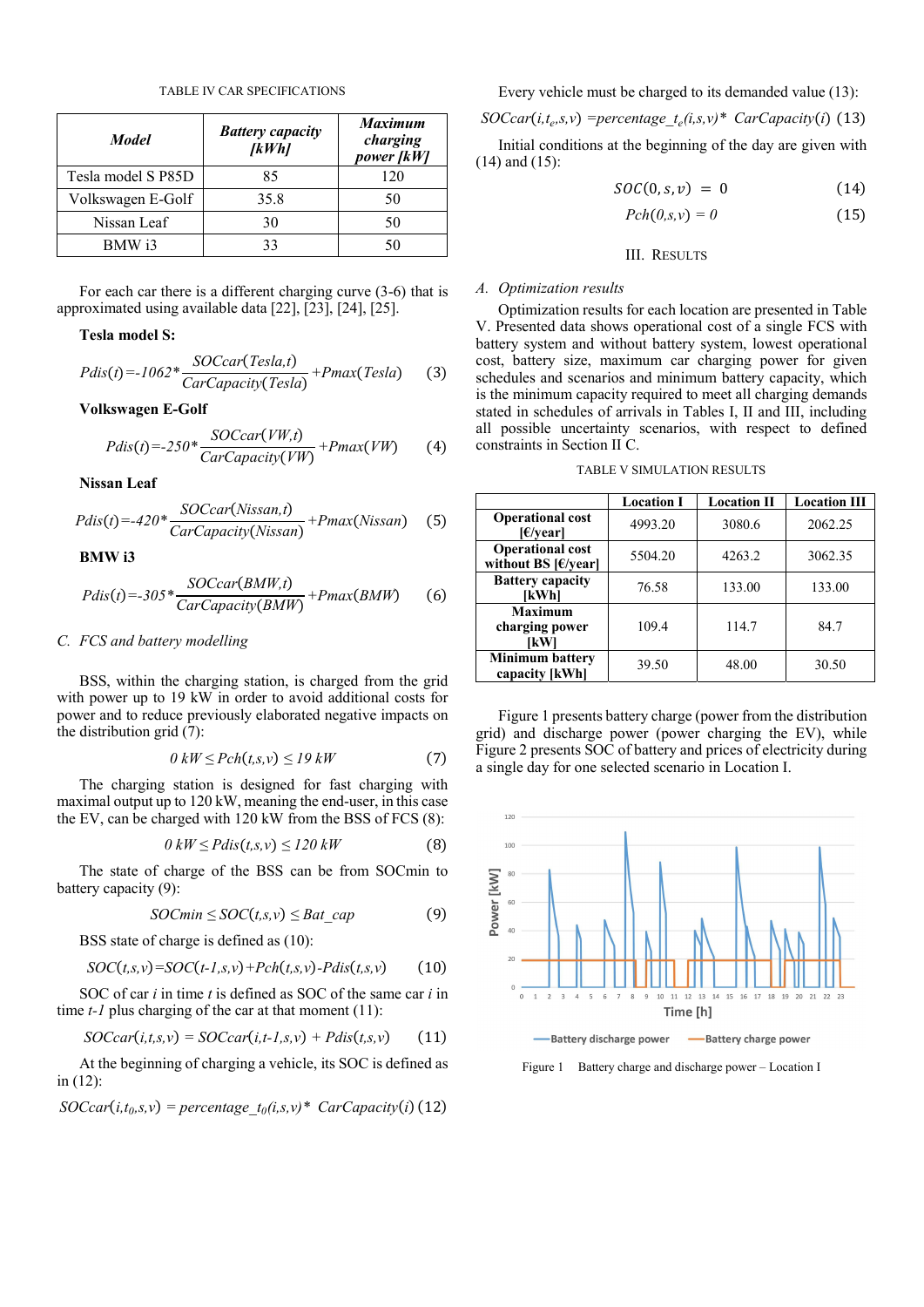TABLE IV CAR SPECIFICATIONS

| ***Model*** | ***Battery capacity [kWh]*** | ***Maximum charging power [kW]*** |
|---|---|---|
| Tesla model S P85D | 85 | 120 |
| Volkswagen E-Golf | 35.8 | 50 |
| Nissan Leaf | 30 | 50 |
| BMW i3 | 33 | 50 |

For each car there is a different charging curve (3-6) that is approximated using available data [22], [23], [24], [25].

**Tesla model S:**

$$Pdis(t)=-1062*\frac{SOCcar(Tesla,t)}{CarCapacity(Tesla)}+Pmax(Tesla) \quad (3)$$

**Volkswagen E-Golf**

$$Pdis(t)=-250*\frac{SOCcar(VW,t)}{CarCapacity(VW)}+Pmax(VW) \quad (4)$$

**Nissan Leaf**

$$Pdis(t)=-420*\frac{SOCcar(Nissan,t)}{CarCapacity(Nissan)}+Pmax(Nissan) \quad (5)$$

**BMW i3**

$$Pdis(t)=-305*\frac{SOCcar(BMW,t)}{CarCapacity(BMW)}+Pmax(BMW) \quad (6)$$

### *C. FCS and battery modelling*

BSS, within the charging station, is charged from the grid with power up to 19 kW in order to avoid additional costs for power and to reduce previously elaborated negative impacts on the distribution grid (7):

$$0\ kW \leq Pch(t,s,v) \leq 19\ kW \quad (7)$$

The charging station is designed for fast charging with maximal output up to 120 kW, meaning the end-user, in this case the EV, can be charged with 120 kW from the BSS of FCS (8):

$$0\ kW \leq Pdis(t,s,v) \leq 120\ kW \quad (8)$$

The state of charge of the BSS can be from SOCmin to battery capacity (9):

$$SOCmin \leq SOC(t,s,v) \leq Bat\_cap \quad (9)$$

BSS state of charge is defined as (10):

$$SOC(t,s,v)=SOC(t\text{-}1,s,v)+Pch(t,s,v)\text{-}Pdis(t,s,v) \quad (10)$$

SOC of car *i* in time *t* is defined as SOC of the same car *i* in time *t-1* plus charging of the car at that moment (11):

$$SOCcar(i,t,s,v) = SOCcar(i,t\text{-}1,s,v) + Pdis(t,s,v) \quad (11)$$

At the beginning of charging a vehicle, its SOC is defined as in (12):

$$SOCcar(i,t_0,s,v) = percentage\_t_0(i,s,v)*\ CarCapacity(i) \quad (12)$$

Every vehicle must be charged to its demanded value (13):

$$SOCcar(i,t_e,s,v) = percentage\_t_e(i,s,v)*\ CarCapacity(i) \quad (13)$$

Initial conditions at the beginning of the day are given with (14) and (15):

$$SOC(0,s,v) = 0 \quad (14)$$

$$Pch(0,s,v) = 0 \quad (15)$$

## III. Results

### *A. Optimization results*

Optimization results for each location are presented in Table V. Presented data shows operational cost of a single FCS with battery system and without battery system, lowest operational cost, battery size, maximum car charging power for given schedules and scenarios and minimum battery capacity, which is the minimum capacity required to meet all charging demands stated in schedules of arrivals in Tables I, II and III, including all possible uncertainty scenarios, with respect to defined constraints in Section II C.

TABLE V SIMULATION RESULTS

| | **Location I** | **Location II** | **Location III** |
|---|---|---|---|
| **Operational cost [€/year]** | 4993.20 | 3080.6 | 2062.25 |
| **Operational cost without BS [€/year]** | 5504.20 | 4263.2 | 3062.35 |
| **Battery capacity [kWh]** | 76.58 | 133.00 | 133.00 |
| **Maximum charging power [kW]** | 109.4 | 114.7 | 84.7 |
| **Minimum battery capacity [kWh]** | 39.50 | 48.00 | 30.50 |

Figure 1 presents battery charge (power from the distribution grid) and discharge power (power charging the EV), while Figure 2 presents SOC of battery and prices of electricity during a single day for one selected scenario in Location I.

Figure 1 Battery charge and discharge power – Location I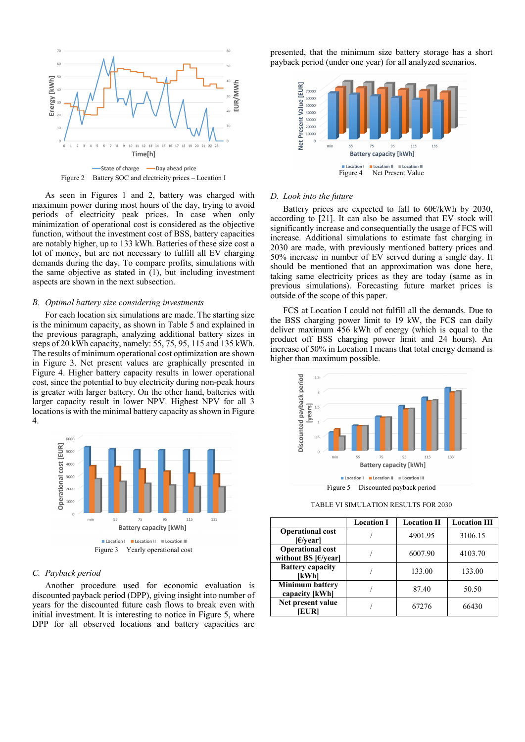Figure 2 Battery SOC and electricity prices – Location I

As seen in Figures 1 and 2, battery was charged with maximum power during most hours of the day, trying to avoid periods of electricity peak prices. In case when only minimization of operational cost is considered as the objective function, without the investment cost of BSS, battery capacities are notably higher, up to 133 kWh. Batteries of these size cost a lot of money, but are not necessary to fulfill all EV charging demands during the day. To compare profits, simulations with the same objective as stated in (1), but including investment aspects are shown in the next subsection.

## *B. Optimal battery size considering investments*

For each location six simulations are made. The starting size is the minimum capacity, as shown in Table 5 and explained in the previous paragraph, analyzing additional battery sizes in steps of 20 kWh capacity, namely: 55, 75, 95, 115 and 135 kWh. The results of minimum operational cost optimization are shown in Figure 3. Net present values are graphically presented in Figure 4. Higher battery capacity results in lower operational cost, since the potential to buy electricity during non-peak hours is greater with larger battery. On the other hand, batteries with larger capacity result in lower NPV. Highest NPV for all 3 locations is with the minimal battery capacity as shown in Figure 4.

Figure 3 Yearly operational cost

## *C. Payback period*

Another economic procedure used for economic evaluation is discounted payback period (DPP), giving insight into number of years for the discounted future cash flows to break even with initial investment. It is interesting to notice in Figure 5, where DPP for all observed locations and battery capacities are presented, that the minimum size battery storage has a short payback period (under one year) for all analyzed scenarios.

Figure 4 Net Present Value

## *D. Look into the future*

Battery prices are expected to fall to 60€/kWh by 2030, according to [21]. It can also be assumed that EV stock will significantly increase and consequentially the usage of FCS will increase. Additional simulations to estimate fast charging in 2030 are made, with previously mentioned battery prices and 50% increase in number of EV served during a single day. It should be mentioned that an approximation was done here, taking same electricity prices as they are today (same as in previous simulations). Forecasting future market prices is outside of the scope of this paper.

FCS at Location I could not fulfill all the demands. Due to the BSS charging power limit to 19 kW, the FCS can daily deliver maximum 456 kWh of energy (which is equal to the product off BSS charging power limit and 24 hours). An increase of 50% in Location I means that total energy demand is higher than maximum possible.

Figure 5 Discounted payback period

TABLE VI SIMULATION RESULTS FOR 2030

| | Location I | Location II | Location III |
|---|---|---|---|
| **Operational cost [€/year]** | / | 4901.95 | 3106.15 |
| **Operational cost without BS [€/year]** | / | 6007.90 | 4103.70 |
| **Battery capacity [kWh]** | / | 133.00 | 133.00 |
| **Minimum battery capacity [kWh]** | / | 87.40 | 50.50 |
| **Net present value [EUR]** | / | 67276 | 66430 |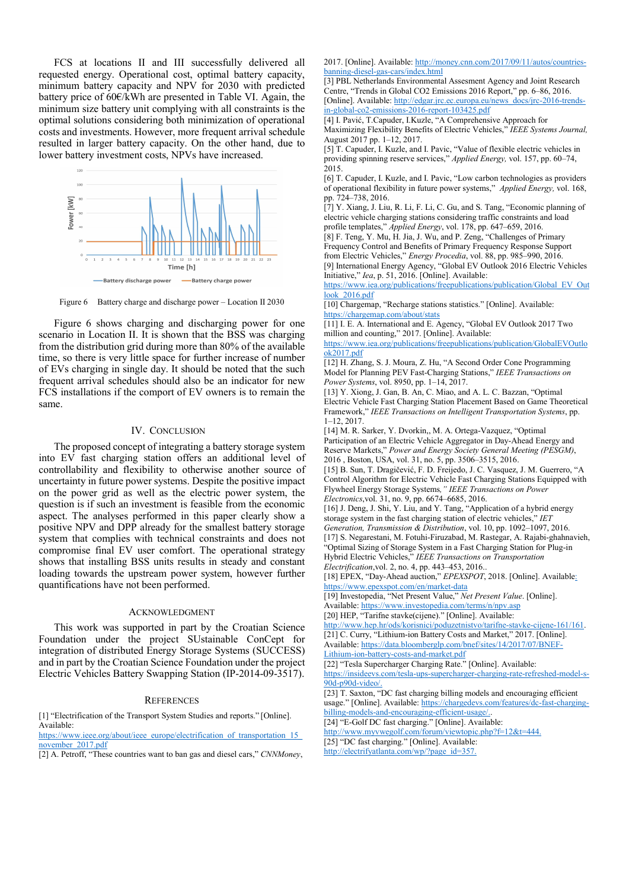FCS at locations II and III successfully delivered all requested energy. Operational cost, optimal battery capacity, minimum battery capacity and NPV for 2030 with predicted battery price of 60€/kWh are presented in Table VI. Again, the minimum size battery unit complying with all constraints is the optimal solutions considering both minimization of operational costs and investments. However, more frequent arrival schedule resulted in larger battery capacity. On the other hand, due to lower battery investment costs, NPVs have increased.

120
100
80
60
40
20
0
Power [kW]
0 1 2 3 4 5 6 7 8 9 10 11 12 13 14 15 16 17 18 19 20 21 22 23
Time [h]
Battery discharge power
Battery charge power

Figure 6 Battery charge and discharge power – Location II 2030

Figure 6 shows charging and discharging power for one scenario in Location II. It is shown that the BSS was charging from the distribution grid during more than 80% of the available time, so there is very little space for further increase of number of EVs charging in single day. It should be noted that the such frequent arrival schedules should also be an indicator for new FCS installations if the comport of EV owners is to remain the same.

## IV. Conclusion

The proposed concept of integrating a battery storage system into EV fast charging station offers an additional level of controllability and flexibility to otherwise another source of uncertainty in future power systems. Despite the positive impact on the power grid as well as the electric power system, the question is if such an investment is feasible from the economic aspect. The analyses performed in this paper clearly show a positive NPV and DPP already for the smallest battery storage system that complies with technical constraints and does not compromise final EV user comfort. The operational strategy shows that installing BSS units results in steady and constant loading towards the upstream power system, however further quantifications have not been performed.

## Acknowledgment

This work was supported in part by the Croatian Science Foundation under the project SUstainable ConCept for integration of distributed Energy Storage Systems (SUCCESS) and in part by the Croatian Science Foundation under the project Electric Vehicles Battery Swapping Station (IP-2014-09-3517).

## References

[1] “Electrification of the Transport System Studies and reports.” [Online]. Available: https://www.ieee.org/about/ieee_europe/electrification_of_transportation_15_november_2017.pdf

[2] A. Petroff, “These countries want to ban gas and diesel cars,” *CNNMoney*, 2017. [Online]. Available: http://money.cnn.com/2017/09/11/autos/countries-banning-diesel-gas-cars/index.html

[3] PBL Netherlands Environmental Assesment Agency and Joint Research Centre, “Trends in Global CO2 Emissions 2016 Report,” pp. 6–86, 2016. [Online]. Available: http://edgar.jrc.ec.europa.eu/news_docs/jrc-2016-trends-in-global-co2-emissions-2016-report-103425.pdf

[4] I. Pavić, T.Capuder, I.Kuzle, “A Comprehensive Approach for Maximizing Flexibility Benefits of Electric Vehicles,” *IEEE Systems Journal,* August 2017 pp. 1–12, 2017.

[5] T. Capuder, I. Kuzle, and I. Pavic, “Value of flexible electric vehicles in providing spinning reserve services,” *Applied Energy,* vol. 157, pp. 60–74, 2015.

[6] T. Capuder, I. Kuzle, and I. Pavic, “Low carbon technologies as providers of operational flexibility in future power systems,” *Applied Energy,* vol. 168, pp. 724–738, 2016.

[7] Y. Xiang, J. Liu, R. Li, F. Li, C. Gu, and S. Tang, “Economic planning of electric vehicle charging stations considering traffic constraints and load profile templates,” *Applied Energy*, vol. 178, pp. 647–659, 2016.

[8] F. Teng, Y. Mu, H. Jia, J. Wu, and P. Zeng, “Challenges of Primary Frequency Control and Benefits of Primary Frequency Response Support from Electric Vehicles,” *Energy Procedia*, vol. 88, pp. 985–990, 2016.

[9] International Energy Agency, “Global EV Outlook 2016 Electric Vehicles Initiative,” *Iea*, p. 51, 2016. [Online]. Available: https://www.iea.org/publications/freepublications/publication/Global_EV_Outlook_2016.pdf

[10] Chargemap, “Recharge stations statistics.” [Online]. Available: https://chargemap.com/about/stats

[11] I. E. A. International and E. Agency, “Global EV Outlook 2017 Two million and counting,” 2017. [Online]. Available: https://www.iea.org/publications/freepublications/publication/GlobalEVOutlook2017.pdf

[12] H. Zhang, S. J. Moura, Z. Hu, “A Second Order Cone Programming Model for Planning PEV Fast-Charging Stations,” *IEEE Transactions on Power Systems*, vol. 8950, pp. 1–14, 2017.

[13] Y. Xiong, J. Gan, B. An, C. Miao, and A. L. C. Bazzan, “Optimal Electric Vehicle Fast Charging Station Placement Based on Game Theoretical Framework,” *IEEE Transactions on Intelligent Transportation Systems*, pp. 1–12, 2017.

[14] M. R. Sarker, Y. Dvorkin,, M. A. Ortega-Vazquez, “Optimal Participation of an Electric Vehicle Aggregator in Day-Ahead Energy and Reserve Markets,” *Power and Energy Society General Meeting (PESGM)*, 2016 , Boston, USA, vol. 31, no. 5, pp. 3506–3515, 2016.

[15] B. Sun, T. Dragičević, F. D. Freijedo, J. C. Vasquez, J. M. Guerrero, “A Control Algorithm for Electric Vehicle Fast Charging Stations Equipped with Flywheel Energy Storage Systems*," IEEE Transactions on Power Electronics*,vol. 31, no. 9, pp. 6674–6685, 2016.

[16] J. Deng, J. Shi, Y. Liu, and Y. Tang, “Application of a hybrid energy storage system in the fast charging station of electric vehicles,” *IET Generation, Transmission & Distribution*, vol. 10, pp. 1092–1097, 2016.

[17] S. Negarestani, M. Fotuhi-Firuzabad, M. Rastegar, A. Rajabi-ghahnavieh, “Optimal Sizing of Storage System in a Fast Charging Station for Plug-in Hybrid Electric Vehicles,” *IEEE Transactions on Transportation Electrification*,vol. 2, no. 4, pp. 443–453, 2016..

[18] EPEX, “Day-Ahead auction,” *EPEXSPOT*, 2018. [Online]. Available: https://www.epexspot.com/en/market-data

[19] Investopedia, “Net Present Value,” *Net Present Value*. [Online]. Available: https://www.investopedia.com/terms/n/npv.asp

[20] HEP, “Tarifne stavke(cijene).” [Online]. Available: http://www.hep.hr/ods/korisnici/poduzetnistvo/tarifne-stavke-cijene-161/161.

[21] C. Curry, “Lithium-ion Battery Costs and Market,” 2017. [Online]. Available: https://data.bloomberglp.com/bnef/sites/14/2017/07/BNEF-Lithium-ion-battery-costs-and-market.pdf

[22] “Tesla Supercharger Charging Rate.” [Online]. Available: https://insideevs.com/tesla-ups-supercharger-charging-rate-refreshed-model-s-90d-p90d-video/.

[23] T. Saxton, “DC fast charging billing models and encouraging efficient usage.” [Online]. Available: https://chargedevs.com/features/dc-fast-charging-billing-models-and-encouraging-efficient-usage/.

[24] “E-Golf DC fast charging.” [Online]. Available: http://www.myvwegolf.com/forum/viewtopic.php?f=12&t=444.

[25] “DC fast charging.” [Online]. Available: http://electrifyatlanta.com/wp/?page_id=357.